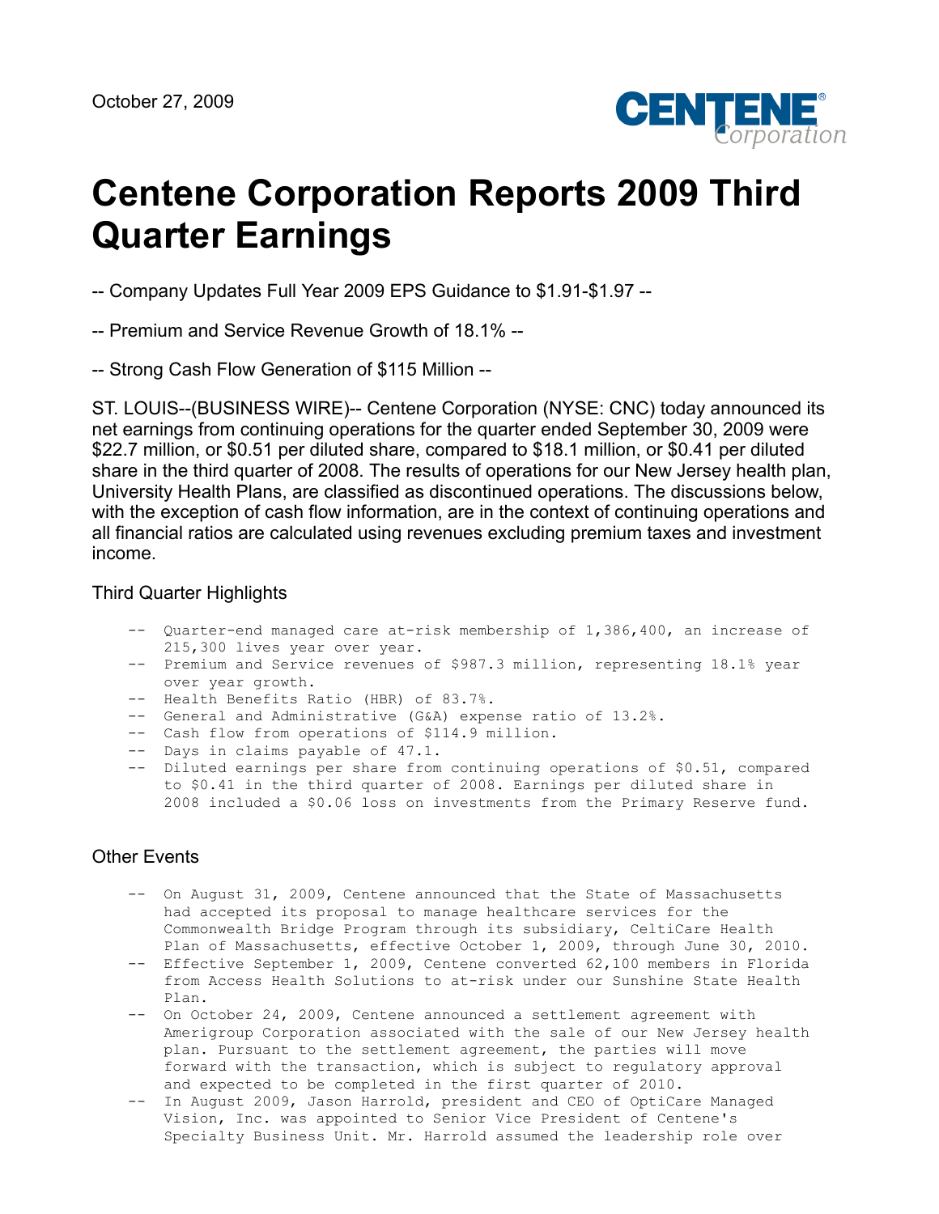October 27, 2009

# Centene Corporation Reports 2009 Third Quarter Earnings

-- Company Updates Full Year 2009 EPS Guidance to $1.91-$1.97 --

-- Premium and Service Revenue Growth of 18.1% --

-- Strong Cash Flow Generation of $115 Million --

ST. LOUIS--(BUSINESS WIRE)-- Centene Corporation (NYSE: CNC) today announced its net earnings from continuing operations for the quarter ended September 30, 2009 were $22.7 million, or $0.51 per diluted share, compared to $18.1 million, or $0.41 per diluted share in the third quarter of 2008. The results of operations for our New Jersey health plan, University Health Plans, are classified as discontinued operations. The discussions below, with the exception of cash flow information, are in the context of continuing operations and all financial ratios are calculated using revenues excluding premium taxes and investment income.

## Third Quarter Highlights

- Quarter-end managed care at-risk membership of 1,386,400, an increase of 215,300 lives year over year.
- Premium and Service revenues of $987.3 million, representing 18.1% year over year growth.
- Health Benefits Ratio (HBR) of 83.7%.
- General and Administrative (G&A) expense ratio of 13.2%.
- Cash flow from operations of $114.9 million.
- Days in claims payable of 47.1.
- Diluted earnings per share from continuing operations of $0.51, compared to $0.41 in the third quarter of 2008. Earnings per diluted share in 2008 included a $0.06 loss on investments from the Primary Reserve fund.

## Other Events

- On August 31, 2009, Centene announced that the State of Massachusetts had accepted its proposal to manage healthcare services for the Commonwealth Bridge Program through its subsidiary, CeltiCare Health Plan of Massachusetts, effective October 1, 2009, through June 30, 2010.
- Effective September 1, 2009, Centene converted 62,100 members in Florida from Access Health Solutions to at-risk under our Sunshine State Health Plan.
- On October 24, 2009, Centene announced a settlement agreement with Amerigroup Corporation associated with the sale of our New Jersey health plan. Pursuant to the settlement agreement, the parties will move forward with the transaction, which is subject to regulatory approval and expected to be completed in the first quarter of 2010.
- In August 2009, Jason Harrold, president and CEO of OptiCare Managed Vision, Inc. was appointed to Senior Vice President of Centene's Specialty Business Unit. Mr. Harrold assumed the leadership role over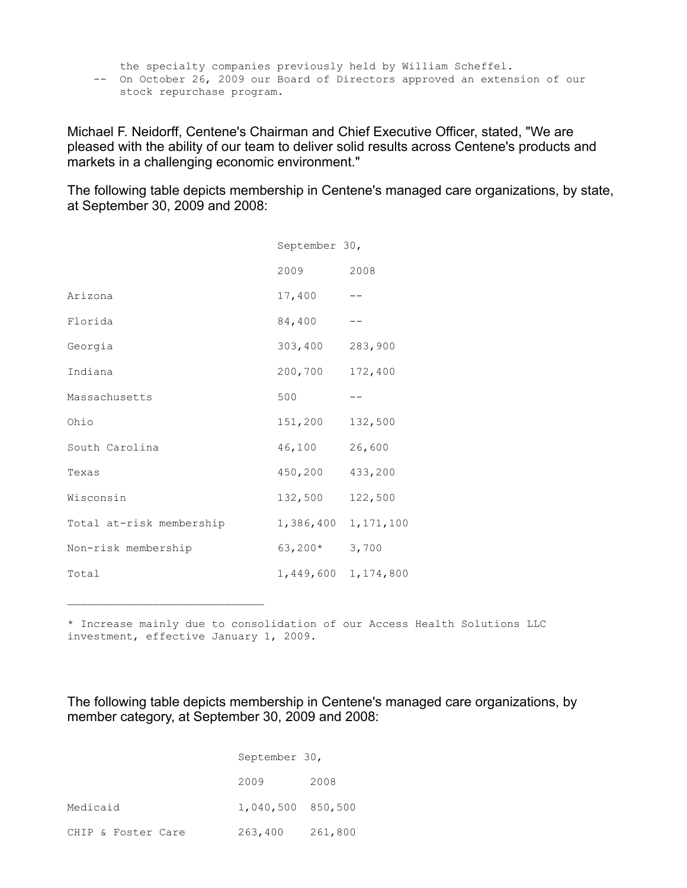the specialty companies previously held by William Scheffel.

-- On October 26, 2009 our Board of Directors approved an extension of our stock repurchase program.

Michael F. Neidorff, Centene's Chairman and Chief Executive Officer, stated, "We are pleased with the ability of our team to deliver solid results across Centene's products and markets in a challenging economic environment."

The following table depicts membership in Centene's managed care organizations, by state, at September 30, 2009 and 2008:

| | September 30, | |
|---|---|---|
| | 2009 | 2008 |
| Arizona | 17,400 | -- |
| Florida | 84,400 | -- |
| Georgia | 303,400 | 283,900 |
| Indiana | 200,700 | 172,400 |
| Massachusetts | 500 | -- |
| Ohio | 151,200 | 132,500 |
| South Carolina | 46,100 | 26,600 |
| Texas | 450,200 | 433,200 |
| Wisconsin | 132,500 | 122,500 |
| Total at-risk membership | 1,386,400 | 1,171,100 |
| Non-risk membership | 63,200* | 3,700 |
| Total | 1,449,600 | 1,174,800 |

* Increase mainly due to consolidation of our Access Health Solutions LLC investment, effective January 1, 2009.

The following table depicts membership in Centene's managed care organizations, by member category, at September 30, 2009 and 2008:

| | September 30, | |
|---|---|---|
| | 2009 | 2008 |
| Medicaid | 1,040,500 | 850,500 |
| CHIP & Foster Care | 263,400 | 261,800 |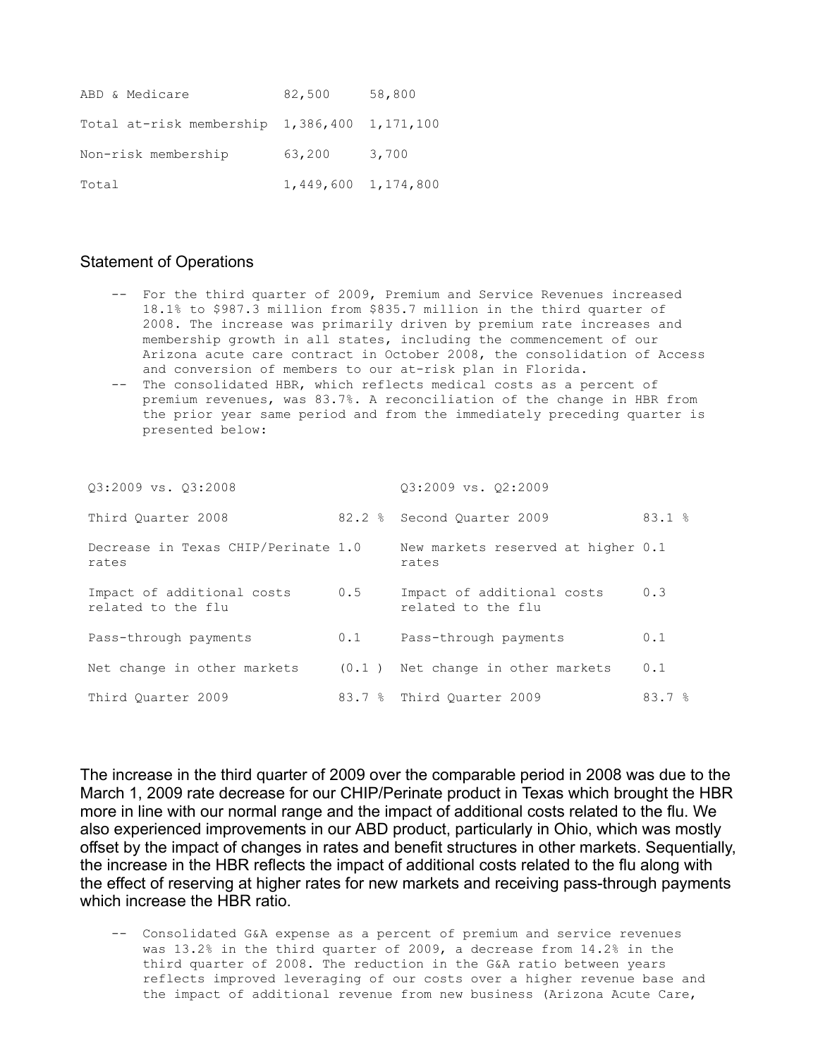| | | |
|---|---|---|
| ABD & Medicare | 82,500 | 58,800 |
| Total at-risk membership | 1,386,400 | 1,171,100 |
| Non-risk membership | 63,200 | 3,700 |
| Total | 1,449,600 | 1,174,800 |

## Statement of Operations

- For the third quarter of 2009, Premium and Service Revenues increased 18.1% to $987.3 million from $835.7 million in the third quarter of 2008. The increase was primarily driven by premium rate increases and membership growth in all states, including the commencement of our Arizona acute care contract in October 2008, the consolidation of Access and conversion of members to our at-risk plan in Florida.
- The consolidated HBR, which reflects medical costs as a percent of premium revenues, was 83.7%. A reconciliation of the change in HBR from the prior year same period and from the immediately preceding quarter is presented below:

| Q3:2009 vs. Q3:2008 | | Q3:2009 vs. Q2:2009 | |
|---|---|---|---|
| Third Quarter 2008 | 82.2 % | Second Quarter 2009 | 83.1 % |
| Decrease in Texas CHIP/Perinate rates | 1.0 | New markets reserved at higher rates | 0.1 |
| Impact of additional costs related to the flu | 0.5 | Impact of additional costs related to the flu | 0.3 |
| Pass-through payments | 0.1 | Pass-through payments | 0.1 |
| Net change in other markets | (0.1 ) | Net change in other markets | 0.1 |
| Third Quarter 2009 | 83.7 % | Third Quarter 2009 | 83.7 % |

The increase in the third quarter of 2009 over the comparable period in 2008 was due to the March 1, 2009 rate decrease for our CHIP/Perinate product in Texas which brought the HBR more in line with our normal range and the impact of additional costs related to the flu. We also experienced improvements in our ABD product, particularly in Ohio, which was mostly offset by the impact of changes in rates and benefit structures in other markets. Sequentially, the increase in the HBR reflects the impact of additional costs related to the flu along with the effect of reserving at higher rates for new markets and receiving pass-through payments which increase the HBR ratio.

- Consolidated G&A expense as a percent of premium and service revenues was 13.2% in the third quarter of 2009, a decrease from 14.2% in the third quarter of 2008. The reduction in the G&A ratio between years reflects improved leveraging of our costs over a higher revenue base and the impact of additional revenue from new business (Arizona Acute Care,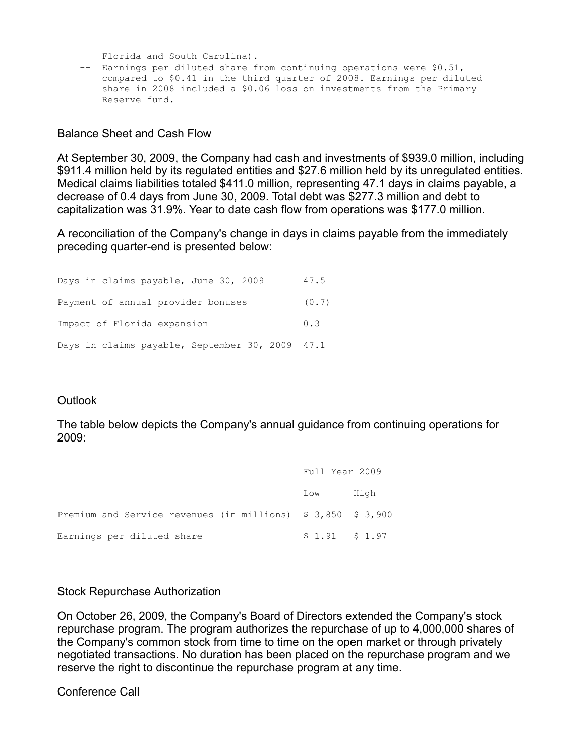Florida and South Carolina).

- Earnings per diluted share from continuing operations were $0.51, compared to $0.41 in the third quarter of 2008. Earnings per diluted share in 2008 included a $0.06 loss on investments from the Primary Reserve fund.

Balance Sheet and Cash Flow

At September 30, 2009, the Company had cash and investments of $939.0 million, including $911.4 million held by its regulated entities and $27.6 million held by its unregulated entities. Medical claims liabilities totaled $411.0 million, representing 47.1 days in claims payable, a decrease of 0.4 days from June 30, 2009. Total debt was $277.3 million and debt to capitalization was 31.9%. Year to date cash flow from operations was $177.0 million.

A reconciliation of the Company's change in days in claims payable from the immediately preceding quarter-end is presented below:

| | |
|---|---|
| Days in claims payable, June 30, 2009 | 47.5 |
| Payment of annual provider bonuses | (0.7) |
| Impact of Florida expansion | 0.3 |
| Days in claims payable, September 30, 2009 | 47.1 |

Outlook

The table below depicts the Company's annual guidance from continuing operations for 2009:

| | Full Year 2009 | |
|---|---|---|
| | Low | High |
| Premium and Service revenues (in millions) | $ 3,850 | $ 3,900 |
| Earnings per diluted share | $ 1.91 | $ 1.97 |

Stock Repurchase Authorization

On October 26, 2009, the Company's Board of Directors extended the Company's stock repurchase program. The program authorizes the repurchase of up to 4,000,000 shares of the Company's common stock from time to time on the open market or through privately negotiated transactions. No duration has been placed on the repurchase program and we reserve the right to discontinue the repurchase program at any time.

Conference Call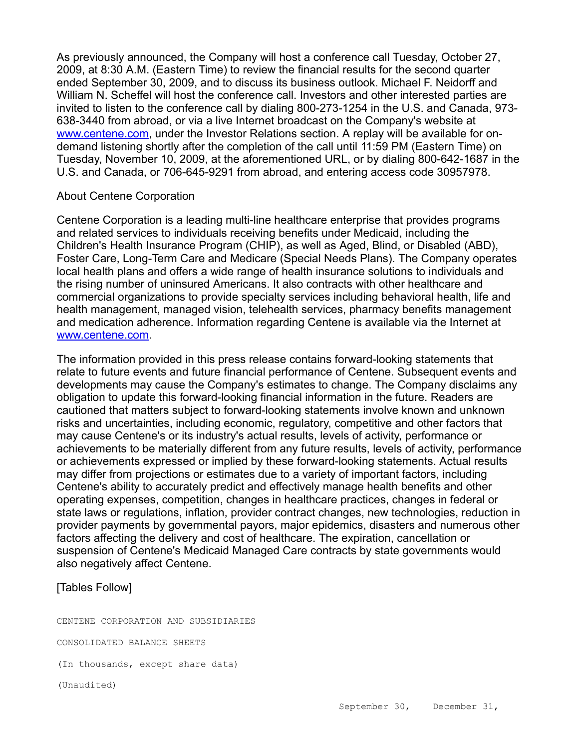As previously announced, the Company will host a conference call Tuesday, October 27, 2009, at 8:30 A.M. (Eastern Time) to review the financial results for the second quarter ended September 30, 2009, and to discuss its business outlook. Michael F. Neidorff and William N. Scheffel will host the conference call. Investors and other interested parties are invited to listen to the conference call by dialing 800-273-1254 in the U.S. and Canada, 973-638-3440 from abroad, or via a live Internet broadcast on the Company's website at www.centene.com, under the Investor Relations section. A replay will be available for on-demand listening shortly after the completion of the call until 11:59 PM (Eastern Time) on Tuesday, November 10, 2009, at the aforementioned URL, or by dialing 800-642-1687 in the U.S. and Canada, or 706-645-9291 from abroad, and entering access code 30957978.

About Centene Corporation

Centene Corporation is a leading multi-line healthcare enterprise that provides programs and related services to individuals receiving benefits under Medicaid, including the Children's Health Insurance Program (CHIP), as well as Aged, Blind, or Disabled (ABD), Foster Care, Long-Term Care and Medicare (Special Needs Plans). The Company operates local health plans and offers a wide range of health insurance solutions to individuals and the rising number of uninsured Americans. It also contracts with other healthcare and commercial organizations to provide specialty services including behavioral health, life and health management, managed vision, telehealth services, pharmacy benefits management and medication adherence. Information regarding Centene is available via the Internet at www.centene.com.

The information provided in this press release contains forward-looking statements that relate to future events and future financial performance of Centene. Subsequent events and developments may cause the Company's estimates to change. The Company disclaims any obligation to update this forward-looking financial information in the future. Readers are cautioned that matters subject to forward-looking statements involve known and unknown risks and uncertainties, including economic, regulatory, competitive and other factors that may cause Centene's or its industry's actual results, levels of activity, performance or achievements to be materially different from any future results, levels of activity, performance or achievements expressed or implied by these forward-looking statements. Actual results may differ from projections or estimates due to a variety of important factors, including Centene's ability to accurately predict and effectively manage health benefits and other operating expenses, competition, changes in healthcare practices, changes in federal or state laws or regulations, inflation, provider contract changes, new technologies, reduction in provider payments by governmental payors, major epidemics, disasters and numerous other factors affecting the delivery and cost of healthcare. The expiration, cancellation or suspension of Centene's Medicaid Managed Care contracts by state governments would also negatively affect Centene.

[Tables Follow]

CENTENE CORPORATION AND SUBSIDIARIES

CONSOLIDATED BALANCE SHEETS

(In thousands, except share data)

(Unaudited)

| | September 30, | December 31, |
|---|---|---|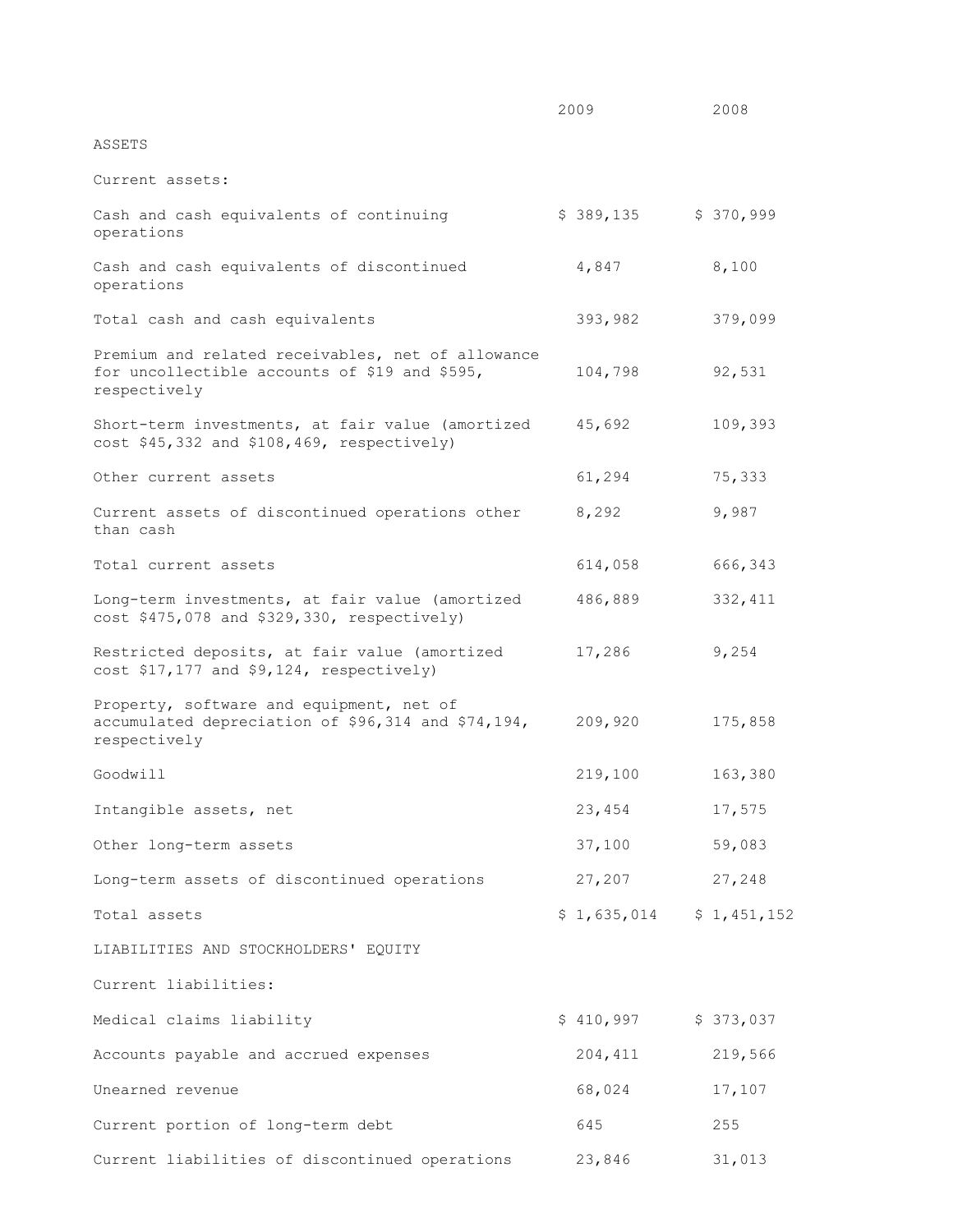| | 2009 | 2008 |
|---|---|---|
| ASSETS | | |
| Current assets: | | |
| Cash and cash equivalents of continuing operations | $ 389,135 | $ 370,999 |
| Cash and cash equivalents of discontinued operations | 4,847 | 8,100 |
| Total cash and cash equivalents | 393,982 | 379,099 |
| Premium and related receivables, net of allowance for uncollectible accounts of $19 and $595, respectively | 104,798 | 92,531 |
| Short-term investments, at fair value (amortized cost $45,332 and $108,469, respectively) | 45,692 | 109,393 |
| Other current assets | 61,294 | 75,333 |
| Current assets of discontinued operations other than cash | 8,292 | 9,987 |
| Total current assets | 614,058 | 666,343 |
| Long-term investments, at fair value (amortized cost $475,078 and $329,330, respectively) | 486,889 | 332,411 |
| Restricted deposits, at fair value (amortized cost $17,177 and $9,124, respectively) | 17,286 | 9,254 |
| Property, software and equipment, net of accumulated depreciation of $96,314 and $74,194, respectively | 209,920 | 175,858 |
| Goodwill | 219,100 | 163,380 |
| Intangible assets, net | 23,454 | 17,575 |
| Other long-term assets | 37,100 | 59,083 |
| Long-term assets of discontinued operations | 27,207 | 27,248 |
| Total assets | $ 1,635,014 | $ 1,451,152 |
| LIABILITIES AND STOCKHOLDERS' EQUITY | | |
| Current liabilities: | | |
| Medical claims liability | $ 410,997 | $ 373,037 |
| Accounts payable and accrued expenses | 204,411 | 219,566 |
| Unearned revenue | 68,024 | 17,107 |
| Current portion of long-term debt | 645 | 255 |
| Current liabilities of discontinued operations | 23,846 | 31,013 |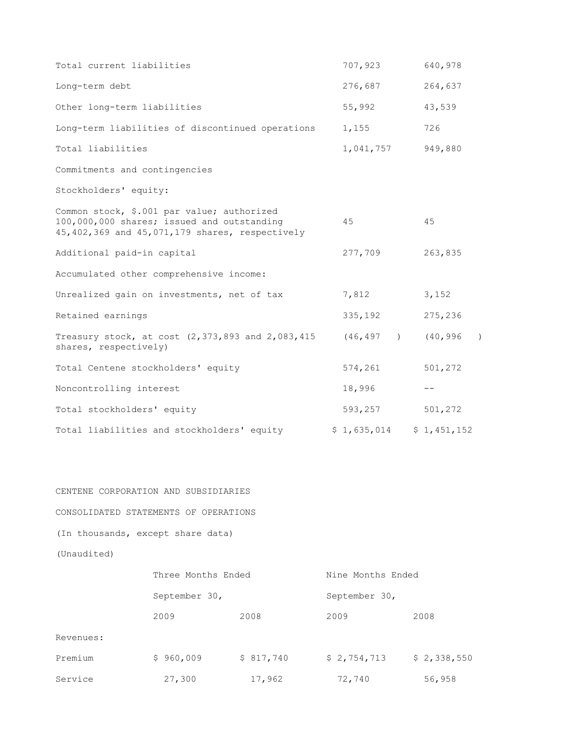| | | |
|---|---|---|
| Total current liabilities | 707,923 | 640,978 |
| Long-term debt | 276,687 | 264,637 |
| Other long-term liabilities | 55,992 | 43,539 |
| Long-term liabilities of discontinued operations | 1,155 | 726 |
| Total liabilities | 1,041,757 | 949,880 |
| Commitments and contingencies | | |
| Stockholders' equity: | | |
| Common stock, $.001 par value; authorized 100,000,000 shares; issued and outstanding 45,402,369 and 45,071,179 shares, respectively | 45 | 45 |
| Additional paid-in capital | 277,709 | 263,835 |
| Accumulated other comprehensive income: | | |
| Unrealized gain on investments, net of tax | 7,812 | 3,152 |
| Retained earnings | 335,192 | 275,236 |
| Treasury stock, at cost (2,373,893 and 2,083,415 shares, respectively) | (46,497 ) | (40,996 ) |
| Total Centene stockholders' equity | 574,261 | 501,272 |
| Noncontrolling interest | 18,996 | -- |
| Total stockholders' equity | 593,257 | 501,272 |
| Total liabilities and stockholders' equity | $ 1,635,014 | $ 1,451,152 |

CENTENE CORPORATION AND SUBSIDIARIES

CONSOLIDATED STATEMENTS OF OPERATIONS

(In thousands, except share data)

(Unaudited)

| | Three Months Ended | | Nine Months Ended | |
|---|---|---|---|---|
| | September 30, | | September 30, | |
| | 2009 | 2008 | 2009 | 2008 |
| Revenues: | | | | |
| Premium | $ 960,009 | $ 817,740 | $ 2,754,713 | $ 2,338,550 |
| Service | 27,300 | 17,962 | 72,740 | 56,958 |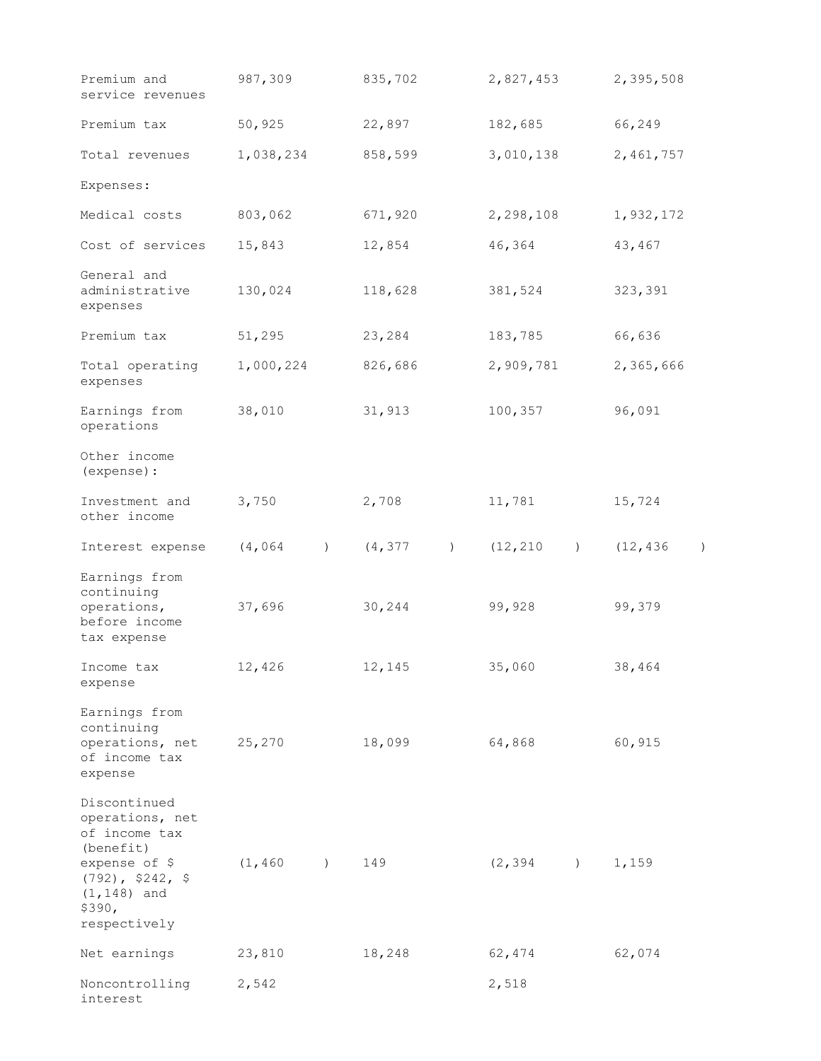| | | | | |
|---|---|---|---|---|
| Premium and service revenues | 987,309 | 835,702 | 2,827,453 | 2,395,508 |
| Premium tax | 50,925 | 22,897 | 182,685 | 66,249 |
| Total revenues | 1,038,234 | 858,599 | 3,010,138 | 2,461,757 |
| Expenses: | | | | |
| Medical costs | 803,062 | 671,920 | 2,298,108 | 1,932,172 |
| Cost of services | 15,843 | 12,854 | 46,364 | 43,467 |
| General and administrative expenses | 130,024 | 118,628 | 381,524 | 323,391 |
| Premium tax | 51,295 | 23,284 | 183,785 | 66,636 |
| Total operating expenses | 1,000,224 | 826,686 | 2,909,781 | 2,365,666 |
| Earnings from operations | 38,010 | 31,913 | 100,357 | 96,091 |
| Other income (expense): | | | | |
| Investment and other income | 3,750 | 2,708 | 11,781 | 15,724 |
| Interest expense | (4,064 ) | (4,377 ) | (12,210 ) | (12,436 ) |
| Earnings from continuing operations, before income tax expense | 37,696 | 30,244 | 99,928 | 99,379 |
| Income tax expense | 12,426 | 12,145 | 35,060 | 38,464 |
| Earnings from continuing operations, net of income tax expense | 25,270 | 18,099 | 64,868 | 60,915 |
| Discontinued operations, net of income tax (benefit) expense of $ (792), $242, $ (1,148) and $390, respectively | (1,460 ) | 149 | (2,394 ) | 1,159 |
| Net earnings | 23,810 | 18,248 | 62,474 | 62,074 |
| Noncontrolling interest | 2,542 | | 2,518 | |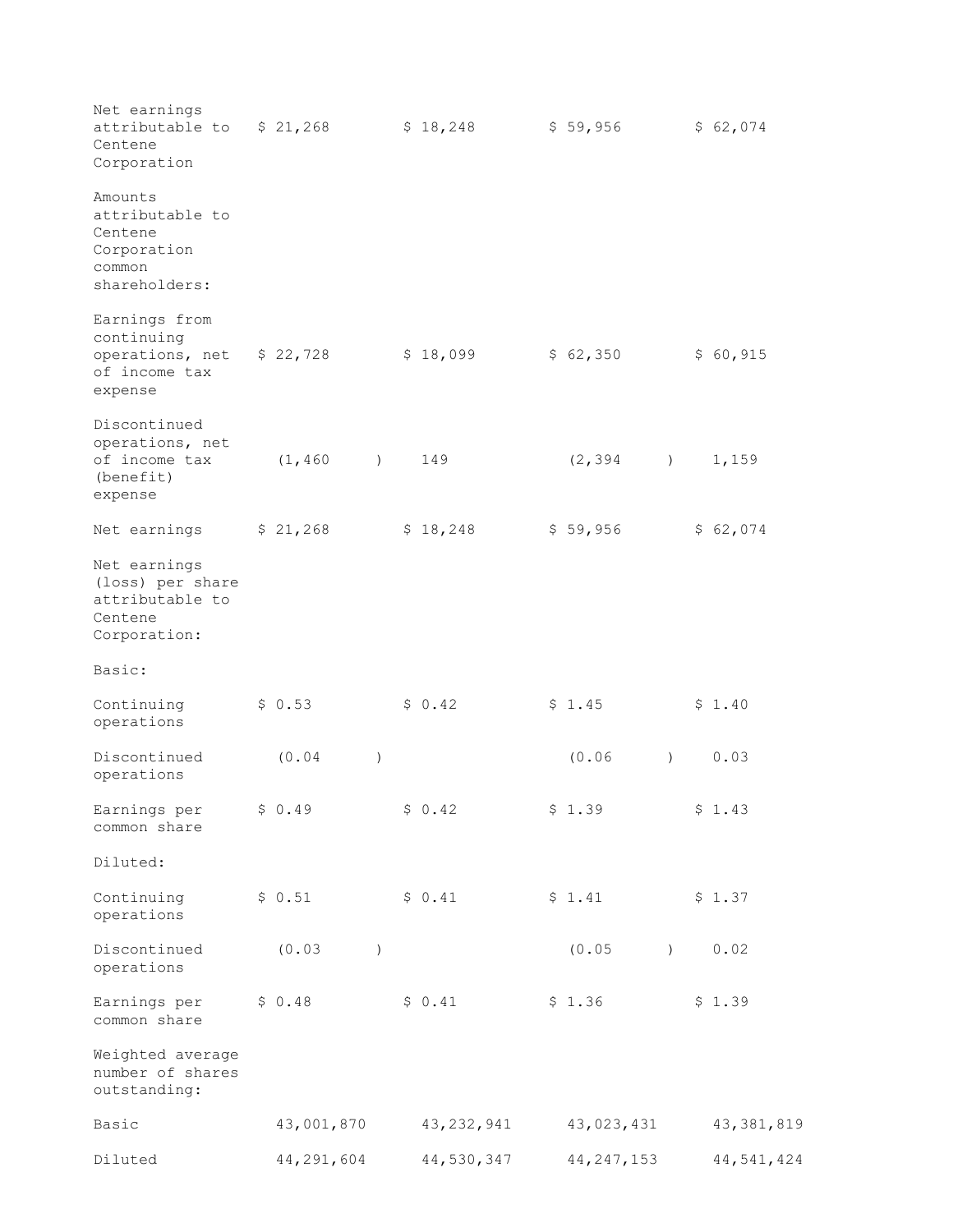| | | | | |
|---|---|---|---|---|
| Net earnings attributable to Centene Corporation | $ 21,268 | $ 18,248 | $ 59,956 | $ 62,074 |
| Amounts attributable to Centene Corporation common shareholders: | | | | |
| Earnings from continuing operations, net of income tax expense | $ 22,728 | $ 18,099 | $ 62,350 | $ 60,915 |
| Discontinued operations, net of income tax (benefit) expense | (1,460 ) | 149 | (2,394 ) | 1,159 |
| Net earnings | $ 21,268 | $ 18,248 | $ 59,956 | $ 62,074 |
| Net earnings (loss) per share attributable to Centene Corporation: | | | | |
| Basic: | | | | |
| Continuing operations | $ 0.53 | $ 0.42 | $ 1.45 | $ 1.40 |
| Discontinued operations | (0.04 ) | | (0.06 ) | 0.03 |
| Earnings per common share | $ 0.49 | $ 0.42 | $ 1.39 | $ 1.43 |
| Diluted: | | | | |
| Continuing operations | $ 0.51 | $ 0.41 | $ 1.41 | $ 1.37 |
| Discontinued operations | (0.03 ) | | (0.05 ) | 0.02 |
| Earnings per common share | $ 0.48 | $ 0.41 | $ 1.36 | $ 1.39 |
| Weighted average number of shares outstanding: | | | | |
| Basic | 43,001,870 | 43,232,941 | 43,023,431 | 43,381,819 |
| Diluted | 44,291,604 | 44,530,347 | 44,247,153 | 44,541,424 |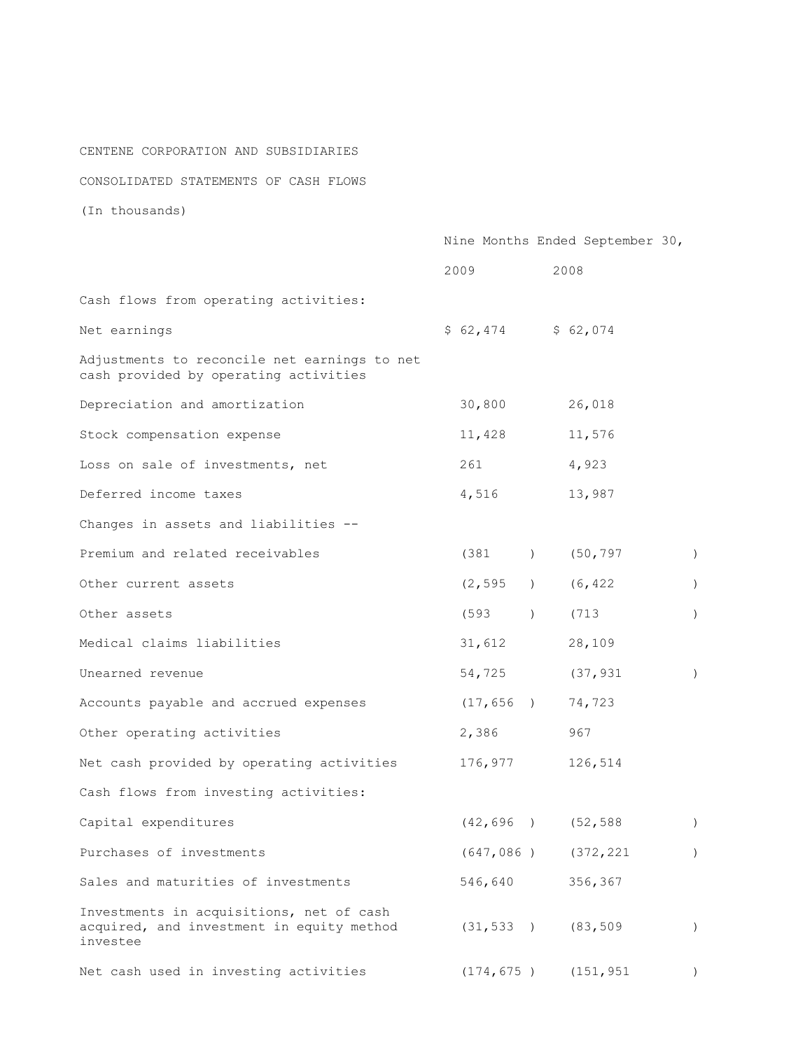CENTENE CORPORATION AND SUBSIDIARIES

CONSOLIDATED STATEMENTS OF CASH FLOWS

(In thousands)

| | Nine Months Ended September 30, | |
|---|---|---|
| | 2009 | 2008 |
| Cash flows from operating activities: | | |
| Net earnings | $ 62,474 | $ 62,074 |
| Adjustments to reconcile net earnings to net cash provided by operating activities | | |
| Depreciation and amortization | 30,800 | 26,018 |
| Stock compensation expense | 11,428 | 11,576 |
| Loss on sale of investments, net | 261 | 4,923 |
| Deferred income taxes | 4,516 | 13,987 |
| Changes in assets and liabilities -- | | |
| Premium and related receivables | (381 ) | (50,797 ) |
| Other current assets | (2,595 ) | (6,422 ) |
| Other assets | (593 ) | (713 ) |
| Medical claims liabilities | 31,612 | 28,109 |
| Unearned revenue | 54,725 | (37,931 ) |
| Accounts payable and accrued expenses | (17,656 ) | 74,723 |
| Other operating activities | 2,386 | 967 |
| Net cash provided by operating activities | 176,977 | 126,514 |
| Cash flows from investing activities: | | |
| Capital expenditures | (42,696 ) | (52,588 ) |
| Purchases of investments | (647,086 ) | (372,221 ) |
| Sales and maturities of investments | 546,640 | 356,367 |
| Investments in acquisitions, net of cash acquired, and investment in equity method investee | (31,533 ) | (83,509 ) |
| Net cash used in investing activities | (174,675 ) | (151,951 ) |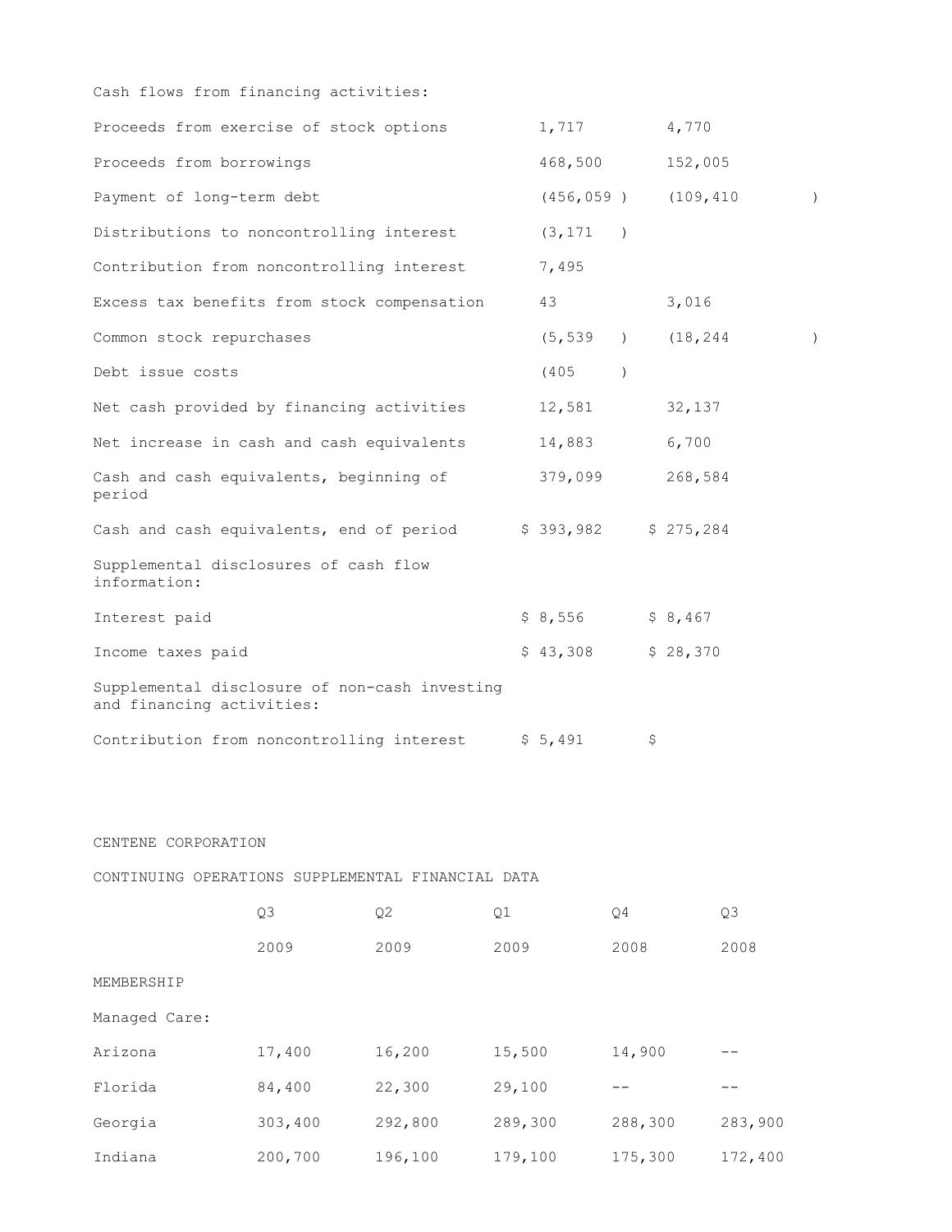| | | |
|---|---|---|
| Cash flows from financing activities: | | |
| Proceeds from exercise of stock options | 1,717 | 4,770 |
| Proceeds from borrowings | 468,500 | 152,005 |
| Payment of long-term debt | (456,059 ) | (109,410 ) |
| Distributions to noncontrolling interest | (3,171 ) | |
| Contribution from noncontrolling interest | 7,495 | |
| Excess tax benefits from stock compensation | 43 | 3,016 |
| Common stock repurchases | (5,539 ) | (18,244 ) |
| Debt issue costs | (405 ) | |
| Net cash provided by financing activities | 12,581 | 32,137 |
| Net increase in cash and cash equivalents | 14,883 | 6,700 |
| Cash and cash equivalents, beginning of period | 379,099 | 268,584 |
| Cash and cash equivalents, end of period | $ 393,982 | $ 275,284 |
| Supplemental disclosures of cash flow information: | | |
| Interest paid | $ 8,556 | $ 8,467 |
| Income taxes paid | $ 43,308 | $ 28,370 |
| Supplemental disclosure of non-cash investing and financing activities: | | |
| Contribution from noncontrolling interest | $ 5,491 | $ |

CENTENE CORPORATION

CONTINUING OPERATIONS SUPPLEMENTAL FINANCIAL DATA

| | Q3 | Q2 | Q1 | Q4 | Q3 |
|---|---|---|---|---|---|
| | 2009 | 2009 | 2009 | 2008 | 2008 |
| MEMBERSHIP | | | | | |
| Managed Care: | | | | | |
| Arizona | 17,400 | 16,200 | 15,500 | 14,900 | -- |
| Florida | 84,400 | 22,300 | 29,100 | -- | -- |
| Georgia | 303,400 | 292,800 | 289,300 | 288,300 | 283,900 |
| Indiana | 200,700 | 196,100 | 179,100 | 175,300 | 172,400 |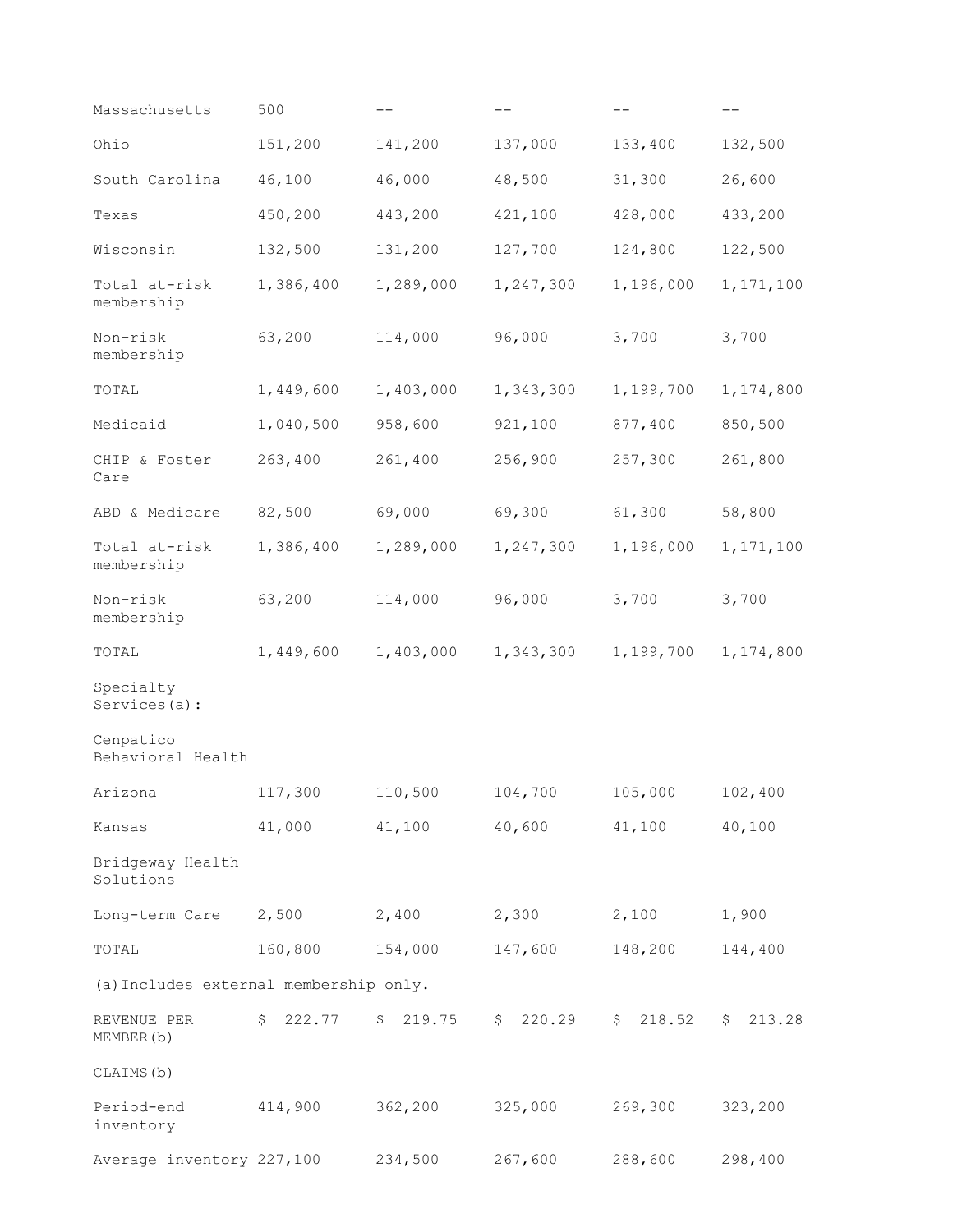| | | | | | |
|---|---|---|---|---|---|
| Massachusetts | 500 | -- | -- | -- | -- |
| Ohio | 151,200 | 141,200 | 137,000 | 133,400 | 132,500 |
| South Carolina | 46,100 | 46,000 | 48,500 | 31,300 | 26,600 |
| Texas | 450,200 | 443,200 | 421,100 | 428,000 | 433,200 |
| Wisconsin | 132,500 | 131,200 | 127,700 | 124,800 | 122,500 |
| Total at-risk membership | 1,386,400 | 1,289,000 | 1,247,300 | 1,196,000 | 1,171,100 |
| Non-risk membership | 63,200 | 114,000 | 96,000 | 3,700 | 3,700 |
| TOTAL | 1,449,600 | 1,403,000 | 1,343,300 | 1,199,700 | 1,174,800 |
| Medicaid | 1,040,500 | 958,600 | 921,100 | 877,400 | 850,500 |
| CHIP & Foster Care | 263,400 | 261,400 | 256,900 | 257,300 | 261,800 |
| ABD & Medicare | 82,500 | 69,000 | 69,300 | 61,300 | 58,800 |
| Total at-risk membership | 1,386,400 | 1,289,000 | 1,247,300 | 1,196,000 | 1,171,100 |
| Non-risk membership | 63,200 | 114,000 | 96,000 | 3,700 | 3,700 |
| TOTAL | 1,449,600 | 1,403,000 | 1,343,300 | 1,199,700 | 1,174,800 |
| Specialty Services(a): | | | | | |
| Cenpatico Behavioral Health | | | | | |
| Arizona | 117,300 | 110,500 | 104,700 | 105,000 | 102,400 |
| Kansas | 41,000 | 41,100 | 40,600 | 41,100 | 40,100 |
| Bridgeway Health Solutions | | | | | |
| Long-term Care | 2,500 | 2,400 | 2,300 | 2,100 | 1,900 |
| TOTAL | 160,800 | 154,000 | 147,600 | 148,200 | 144,400 |

(a) Includes external membership only.

| | | | | | |
|---|---|---|---|---|---|
| REVENUE PER MEMBER(b) | $ 222.77 | $ 219.75 | $ 220.29 | $ 218.52 | $ 213.28 |
| CLAIMS(b) | | | | | |
| Period-end inventory | 414,900 | 362,200 | 325,000 | 269,300 | 323,200 |
| Average inventory | 227,100 | 234,500 | 267,600 | 288,600 | 298,400 |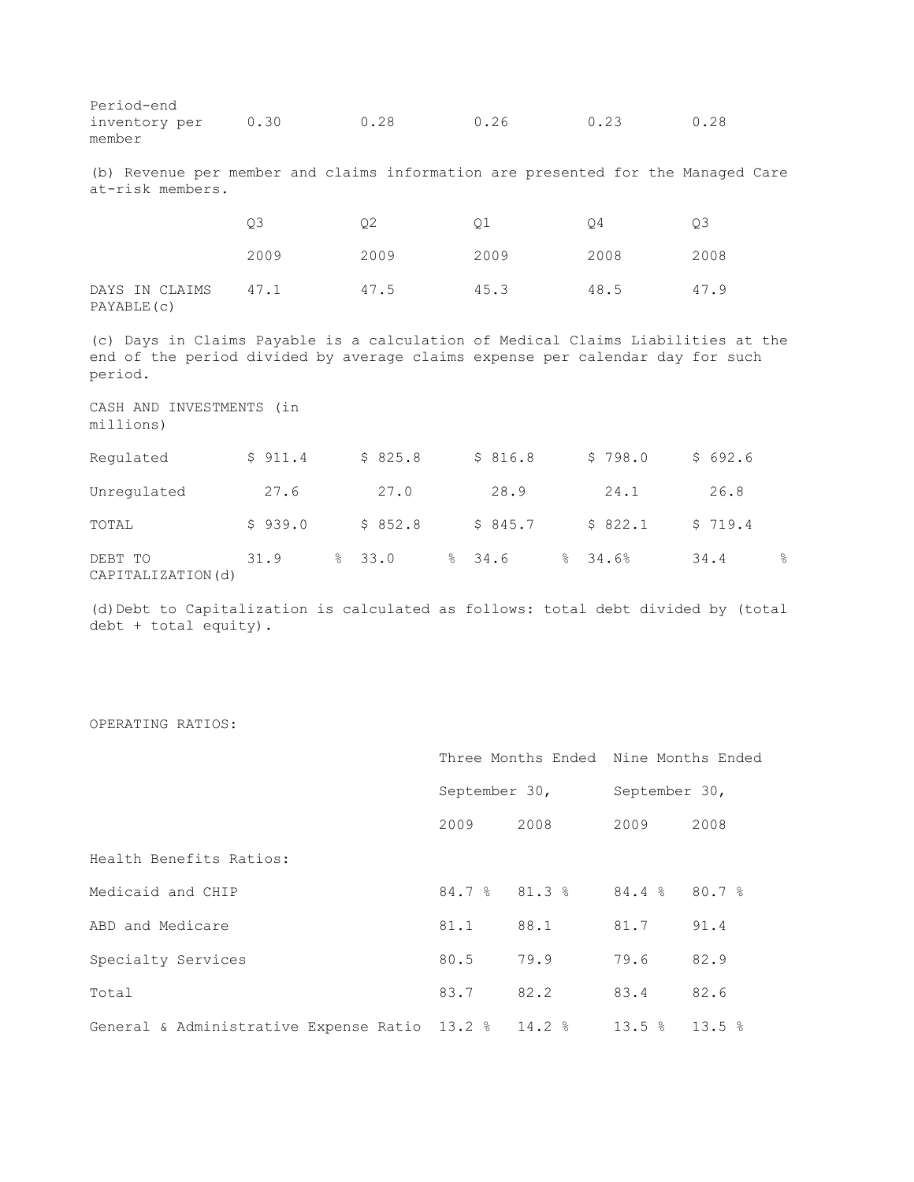| | | | | | |
|---|---|---|---|---|---|
| Period-end inventory per member | 0.30 | 0.28 | 0.26 | 0.23 | 0.28 |

(b) Revenue per member and claims information are presented for the Managed Care at-risk members.

| | Q3 2009 | Q2 2009 | Q1 2009 | Q4 2008 | Q3 2008 |
|---|---|---|---|---|---|
| DAYS IN CLAIMS PAYABLE(c) | 47.1 | 47.5 | 45.3 | 48.5 | 47.9 |

(c) Days in Claims Payable is a calculation of Medical Claims Liabilities at the end of the period divided by average claims expense per calendar day for such period.

| CASH AND INVESTMENTS (in millions) | | | | | |
|---|---|---|---|---|---|
| Regulated | $ 911.4 | $ 825.8 | $ 816.8 | $ 798.0 | $ 692.6 |
| Unregulated | 27.6 | 27.0 | 28.9 | 24.1 | 26.8 |
| TOTAL | $ 939.0 | $ 852.8 | $ 845.7 | $ 822.1 | $ 719.4 |
| DEBT TO CAPITALIZATION(d) | 31.9 % | 33.0 % | 34.6 % | 34.6% | 34.4 % |

(d)Debt to Capitalization is calculated as follows: total debt divided by (total debt + total equity).

OPERATING RATIOS:

| | Three Months Ended September 30, | | Nine Months Ended September 30, | |
|---|---|---|---|---|
| | 2009 | 2008 | 2009 | 2008 |
| Health Benefits Ratios: | | | | |
| Medicaid and CHIP | 84.7 % | 81.3 % | 84.4 % | 80.7 % |
| ABD and Medicare | 81.1 | 88.1 | 81.7 | 91.4 |
| Specialty Services | 80.5 | 79.9 | 79.6 | 82.9 |
| Total | 83.7 | 82.2 | 83.4 | 82.6 |
| General & Administrative Expense Ratio | 13.2 % | 14.2 % | 13.5 % | 13.5 % |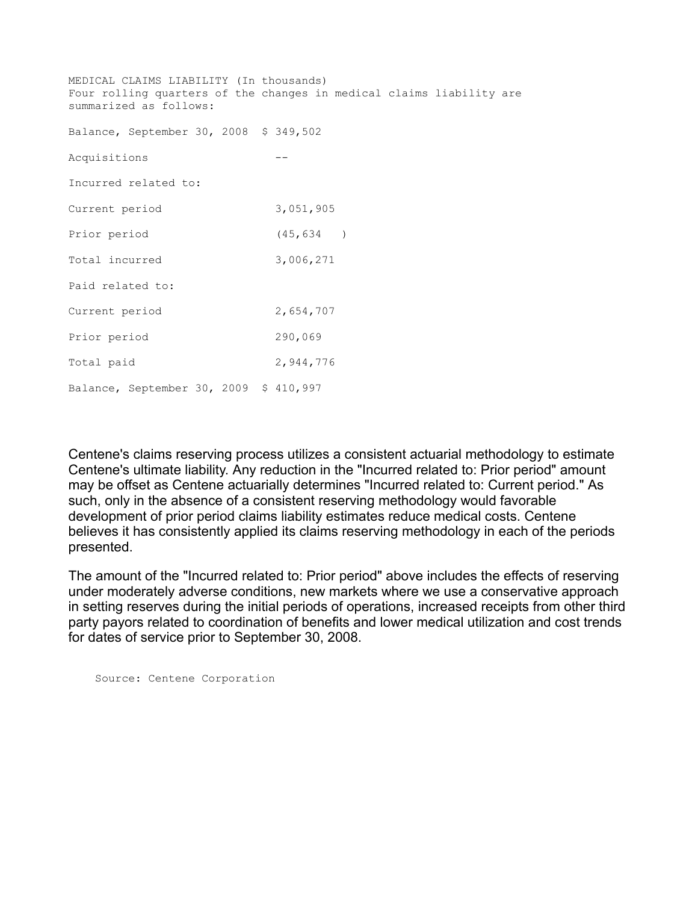MEDICAL CLAIMS LIABILITY (In thousands)
Four rolling quarters of the changes in medical claims liability are summarized as follows:

| | |
|---|---|
| Balance, September 30, 2008 | $ 349,502 |
| Acquisitions | -- |
| Incurred related to: | |
| Current period | 3,051,905 |
| Prior period | (45,634 ) |
| Total incurred | 3,006,271 |
| Paid related to: | |
| Current period | 2,654,707 |
| Prior period | 290,069 |
| Total paid | 2,944,776 |
| Balance, September 30, 2009 | $ 410,997 |

Centene's claims reserving process utilizes a consistent actuarial methodology to estimate Centene's ultimate liability. Any reduction in the "Incurred related to: Prior period" amount may be offset as Centene actuarially determines "Incurred related to: Current period." As such, only in the absence of a consistent reserving methodology would favorable development of prior period claims liability estimates reduce medical costs. Centene believes it has consistently applied its claims reserving methodology in each of the periods presented.

The amount of the "Incurred related to: Prior period" above includes the effects of reserving under moderately adverse conditions, new markets where we use a conservative approach in setting reserves during the initial periods of operations, increased receipts from other third party payors related to coordination of benefits and lower medical utilization and cost trends for dates of service prior to September 30, 2008.

Source: Centene Corporation